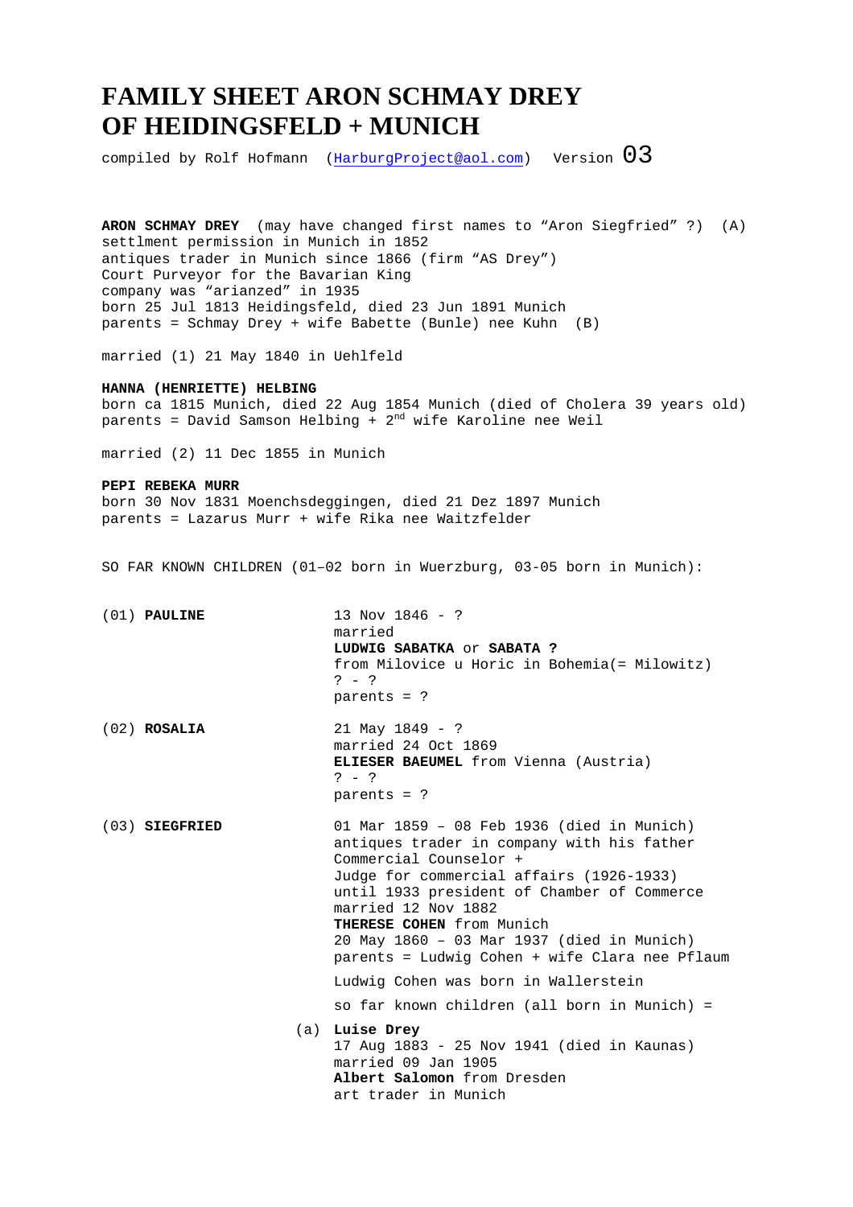# FAMILY SHEET ARON SCHMAY DREY OF HEIDINGSFELD + MUNICH

compiled by Rolf Hofmann (HarburgProject@aol.com) Version 03

**ARON SCHMAY DREY** (may have changed first names to "Aron Siegfried" ?) (A)
settlement permission in Munich in 1852
antiques trader in Munich since 1866 (firm "AS Drey")
Court Purveyor for the Bavarian King
company was "arianzed" in 1935
born 25 Jul 1813 Heidingsfeld, died 23 Jun 1891 Munich
parents = Schmay Drey + wife Babette (Bunle) nee Kuhn (B)

married (1) 21 May 1840 in Uehlfeld

**HANNA (HENRIETTE) HELBING**
born ca 1815 Munich, died 22 Aug 1854 Munich (died of Cholera 39 years old)
parents = David Samson Helbing + 2nd wife Karoline nee Weil

married (2) 11 Dec 1855 in Munich

**PEPI REBEKA MURR**
born 30 Nov 1831 Moenchsdeggingen, died 21 Dez 1897 Munich
parents = Lazarus Murr + wife Rika nee Waitzfelder

SO FAR KNOWN CHILDREN (01–02 born in Wuerzburg, 03-05 born in Munich):

(01) **PAULINE**
13 Nov 1846 - ?
married
**LUDWIG SABATKA** or **SABATA ?**
from Milovice u Horic in Bohemia(= Milowitz)
? - ?
parents = ?

(02) **ROSALIA**
21 May 1849 - ?
married 24 Oct 1869
**ELIESER BAEUMEL** from Vienna (Austria)
? - ?
parents = ?

(03) **SIEGFRIED**
01 Mar 1859 – 08 Feb 1936 (died in Munich)
antiques trader in company with his father
Commercial Counselor +
Judge for commercial affairs (1926-1933)
until 1933 president of Chamber of Commerce
married 12 Nov 1882
**THERESE COHEN** from Munich
20 May 1860 – 03 Mar 1937 (died in Munich)
parents = Ludwig Cohen + wife Clara nee Pflaum

Ludwig Cohen was born in Wallerstein

so far known children (all born in Munich) =

(a) **Luise Drey**
17 Aug 1883 - 25 Nov 1941 (died in Kaunas)
married 09 Jan 1905
**Albert Salomon** from Dresden
art trader in Munich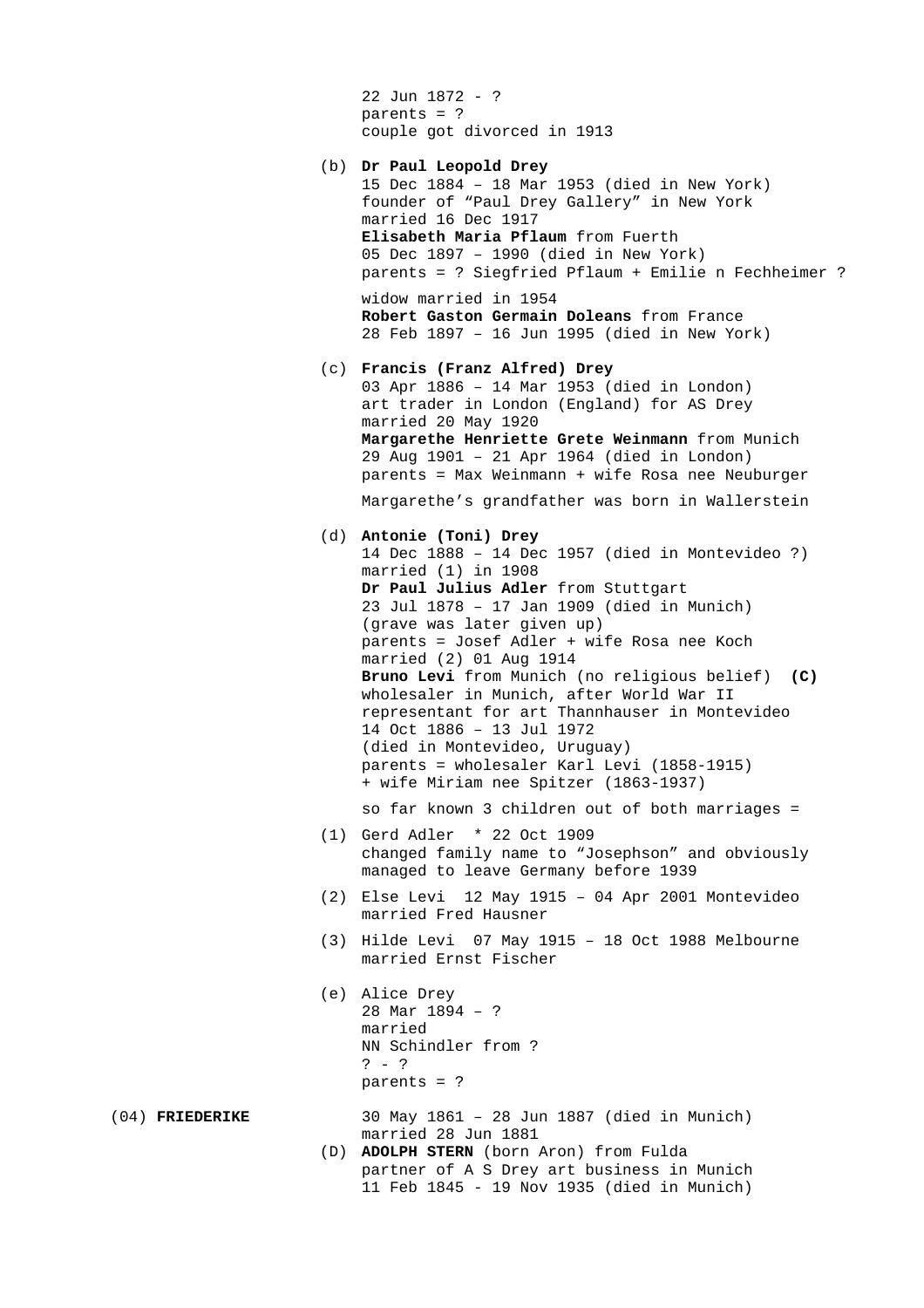22 Jun 1872 - ?
parents = ?
couple got divorced in 1913

(b) **Dr Paul Leopold Drey**
15 Dec 1884 – 18 Mar 1953 (died in New York)
founder of “Paul Drey Gallery” in New York
married 16 Dec 1917
**Elisabeth Maria Pflaum** from Fuerth
05 Dec 1897 – 1990 (died in New York)
parents = ? Siegfried Pflaum + Emilie n Fechheimer ?

widow married in 1954
**Robert Gaston Germain Doleans** from France
28 Feb 1897 – 16 Jun 1995 (died in New York)

(c) **Francis (Franz Alfred) Drey**
03 Apr 1886 – 14 Mar 1953 (died in London)
art trader in London (England) for AS Drey
married 20 May 1920
**Margarethe Henriette Grete Weinmann** from Munich
29 Aug 1901 – 21 Apr 1964 (died in London)
parents = Max Weinmann + wife Rosa nee Neuburger

Margarethe’s grandfather was born in Wallerstein

(d) **Antonie (Toni) Drey**
14 Dec 1888 – 14 Dec 1957 (died in Montevideo ?)
married (1) in 1908
**Dr Paul Julius Adler** from Stuttgart
23 Jul 1878 – 17 Jan 1909 (died in Munich)
(grave was later given up)
parents = Josef Adler + wife Rosa nee Koch
married (2) 01 Aug 1914
**Bruno Levi** from Munich (no religious belief) **(C)**
wholesaler in Munich, after World War II
representant for art Thannhauser in Montevideo
14 Oct 1886 – 13 Jul 1972
(died in Montevideo, Uruguay)
parents = wholesaler Karl Levi (1858-1915)
\+ wife Miriam nee Spitzer (1863-1937)

so far known 3 children out of both marriages =

(1) Gerd Adler * 22 Oct 1909
changed family name to “Josephson” and obviously
managed to leave Germany before 1939

(2) Else Levi 12 May 1915 – 04 Apr 2001 Montevideo
married Fred Hausner

(3) Hilde Levi 07 May 1915 – 18 Oct 1988 Melbourne
married Ernst Fischer

(e) Alice Drey
28 Mar 1894 – ?
married
NN Schindler from ?
? - ?
parents = ?

(04) **FRIEDERIKE** 30 May 1861 – 28 Jun 1887 (died in Munich)
married 28 Jun 1881
(D) **ADOLPH STERN** (born Aron) from Fulda
partner of A S Drey art business in Munich
11 Feb 1845 - 19 Nov 1935 (died in Munich)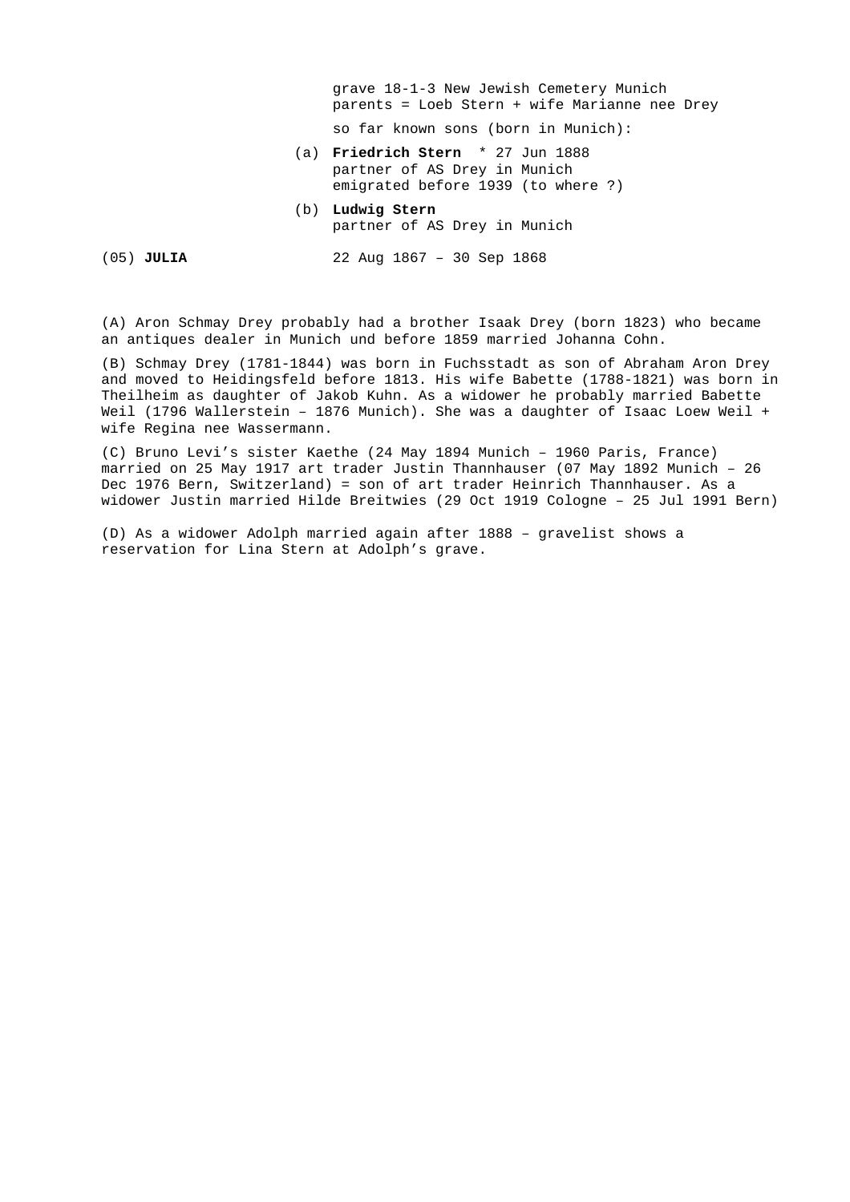grave 18-1-3 New Jewish Cemetery Munich
parents = Loeb Stern + wife Marianne nee Drey

so far known sons (born in Munich):

(a) **Friedrich Stern** * 27 Jun 1888
partner of AS Drey in Munich
emigrated before 1939 (to where ?)

(b) **Ludwig Stern**
partner of AS Drey in Munich

(05) **JULIA** 22 Aug 1867 – 30 Sep 1868

(A) Aron Schmay Drey probably had a brother Isaak Drey (born 1823) who became an antiques dealer in Munich und before 1859 married Johanna Cohn.

(B) Schmay Drey (1781-1844) was born in Fuchsstadt as son of Abraham Aron Drey and moved to Heidingsfeld before 1813. His wife Babette (1788-1821) was born in Theilheim as daughter of Jakob Kuhn. As a widower he probably married Babette Weil (1796 Wallerstein – 1876 Munich). She was a daughter of Isaac Loew Weil + wife Regina nee Wassermann.

(C) Bruno Levi's sister Kaethe (24 May 1894 Munich – 1960 Paris, France) married on 25 May 1917 art trader Justin Thannhauser (07 May 1892 Munich – 26 Dec 1976 Bern, Switzerland) = son of art trader Heinrich Thannhauser. As a widower Justin married Hilde Breitwies (29 Oct 1919 Cologne – 25 Jul 1991 Bern)

(D) As a widower Adolph married again after 1888 – gravelist shows a reservation for Lina Stern at Adolph's grave.